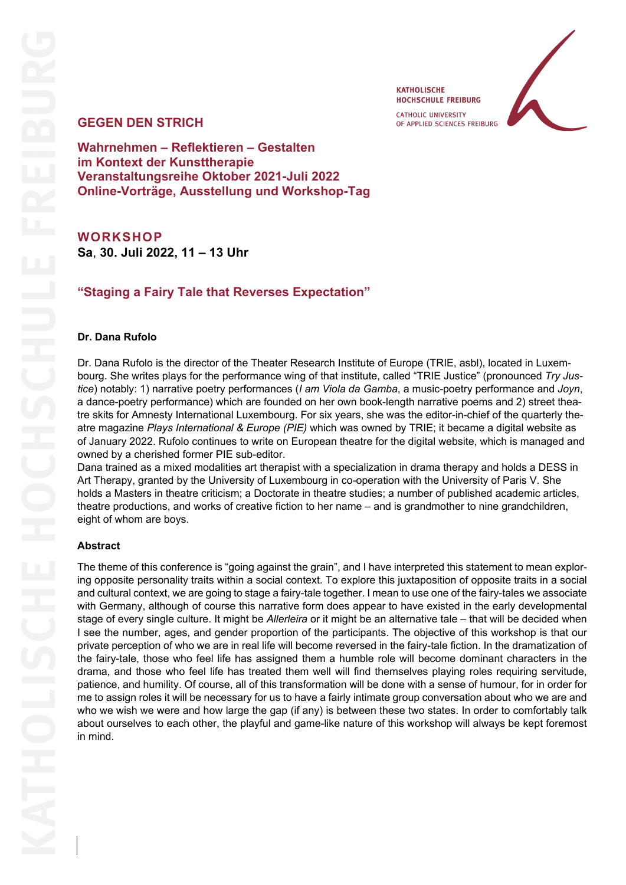KATHOLISCHE HOCHSCHULE FREIBURG
CATHOLIC UNIVERSITY OF APPLIED SCIENCES FREIBURG

## GEGEN DEN STRICH

**Wahrnehmen – Reflektieren – Gestalten
im Kontext der Kunsttherapie
Veranstaltungsreihe Oktober 2021-Juli 2022
Online-Vorträge, Ausstellung und Workshop-Tag**

## WORKSHOP

**Sa, 30. Juli 2022, 11 – 13 Uhr**

### "Staging a Fairy Tale that Reverses Expectation"

**Dr. Dana Rufolo**

Dr. Dana Rufolo is the director of the Theater Research Institute of Europe (TRIE, asbl), located in Luxembourg. She writes plays for the performance wing of that institute, called "TRIE Justice" (pronounced *Try Justice*) notably: 1) narrative poetry performances (*I am Viola da Gamba*, a music-poetry performance and *Joyn*, a dance-poetry performance) which are founded on her own book-length narrative poems and 2) street theatre skits for Amnesty International Luxembourg. For six years, she was the editor-in-chief of the quarterly theatre magazine *Plays International & Europe (PIE)* which was owned by TRIE; it became a digital website as of January 2022. Rufolo continues to write on European theatre for the digital website, which is managed and owned by a cherished former PIE sub-editor.
Dana trained as a mixed modalities art therapist with a specialization in drama therapy and holds a DESS in Art Therapy, granted by the University of Luxembourg in co-operation with the University of Paris V. She holds a Masters in theatre criticism; a Doctorate in theatre studies; a number of published academic articles, theatre productions, and works of creative fiction to her name – and is grandmother to nine grandchildren, eight of whom are boys.

**Abstract**

The theme of this conference is "going against the grain", and I have interpreted this statement to mean exploring opposite personality traits within a social context. To explore this juxtaposition of opposite traits in a social and cultural context, we are going to stage a fairy-tale together. I mean to use one of the fairy-tales we associate with Germany, although of course this narrative form does appear to have existed in the early developmental stage of every single culture. It might be *Allerleira* or it might be an alternative tale – that will be decided when I see the number, ages, and gender proportion of the participants. The objective of this workshop is that our private perception of who we are in real life will become reversed in the fairy-tale fiction. In the dramatization of the fairy-tale, those who feel life has assigned them a humble role will become dominant characters in the drama, and those who feel life has treated them well will find themselves playing roles requiring servitude, patience, and humility. Of course, all of this transformation will be done with a sense of humour, for in order for me to assign roles it will be necessary for us to have a fairly intimate group conversation about who we are and who we wish we were and how large the gap (if any) is between these two states. In order to comfortably talk about ourselves to each other, the playful and game-like nature of this workshop will always be kept foremost in mind.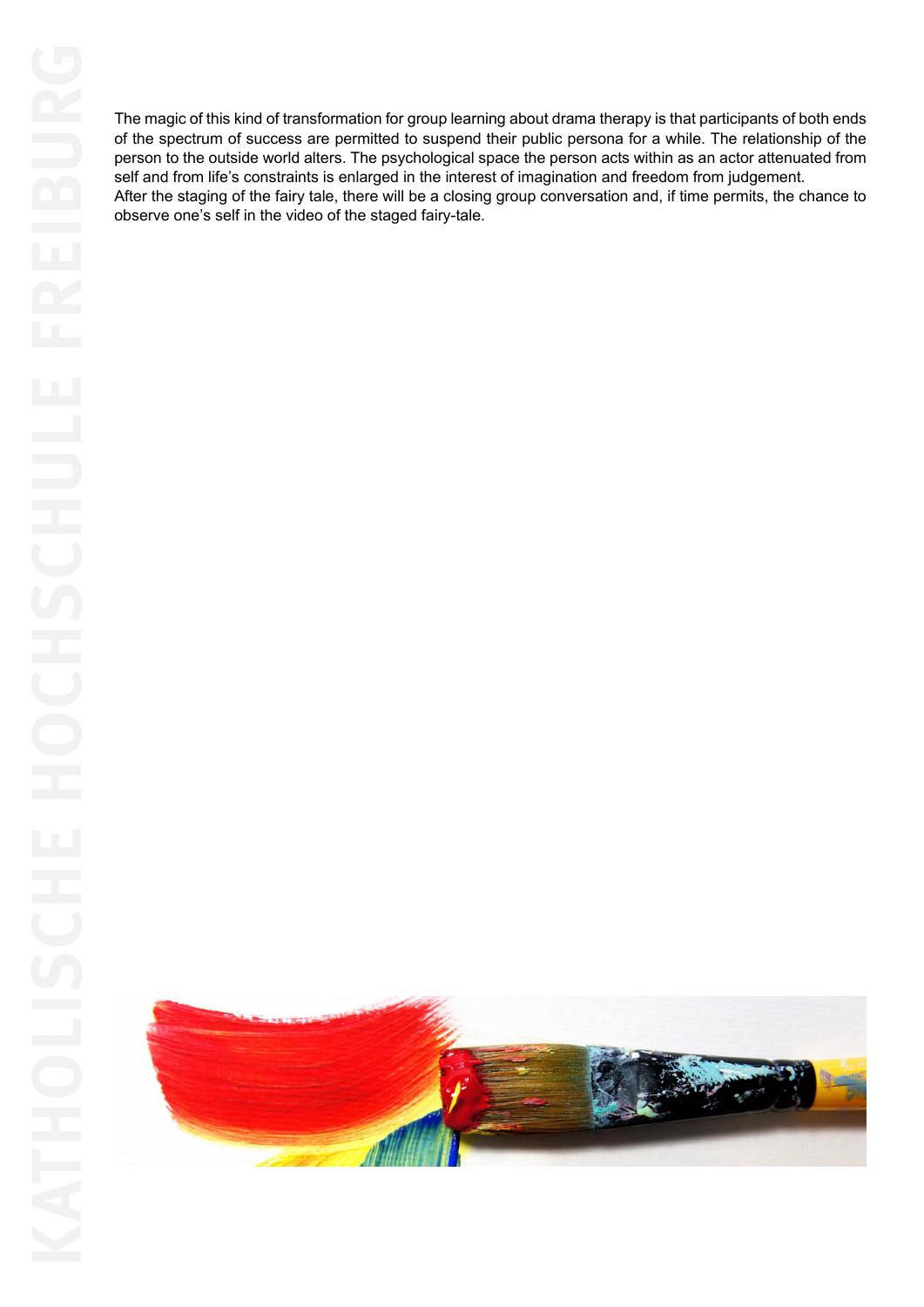The magic of this kind of transformation for group learning about drama therapy is that participants of both ends of the spectrum of success are permitted to suspend their public persona for a while. The relationship of the person to the outside world alters. The psychological space the person acts within as an actor attenuated from self and from life's constraints is enlarged in the interest of imagination and freedom from judgement.
After the staging of the fairy tale, there will be a closing group conversation and, if time permits, the chance to observe one's self in the video of the staged fairy-tale.